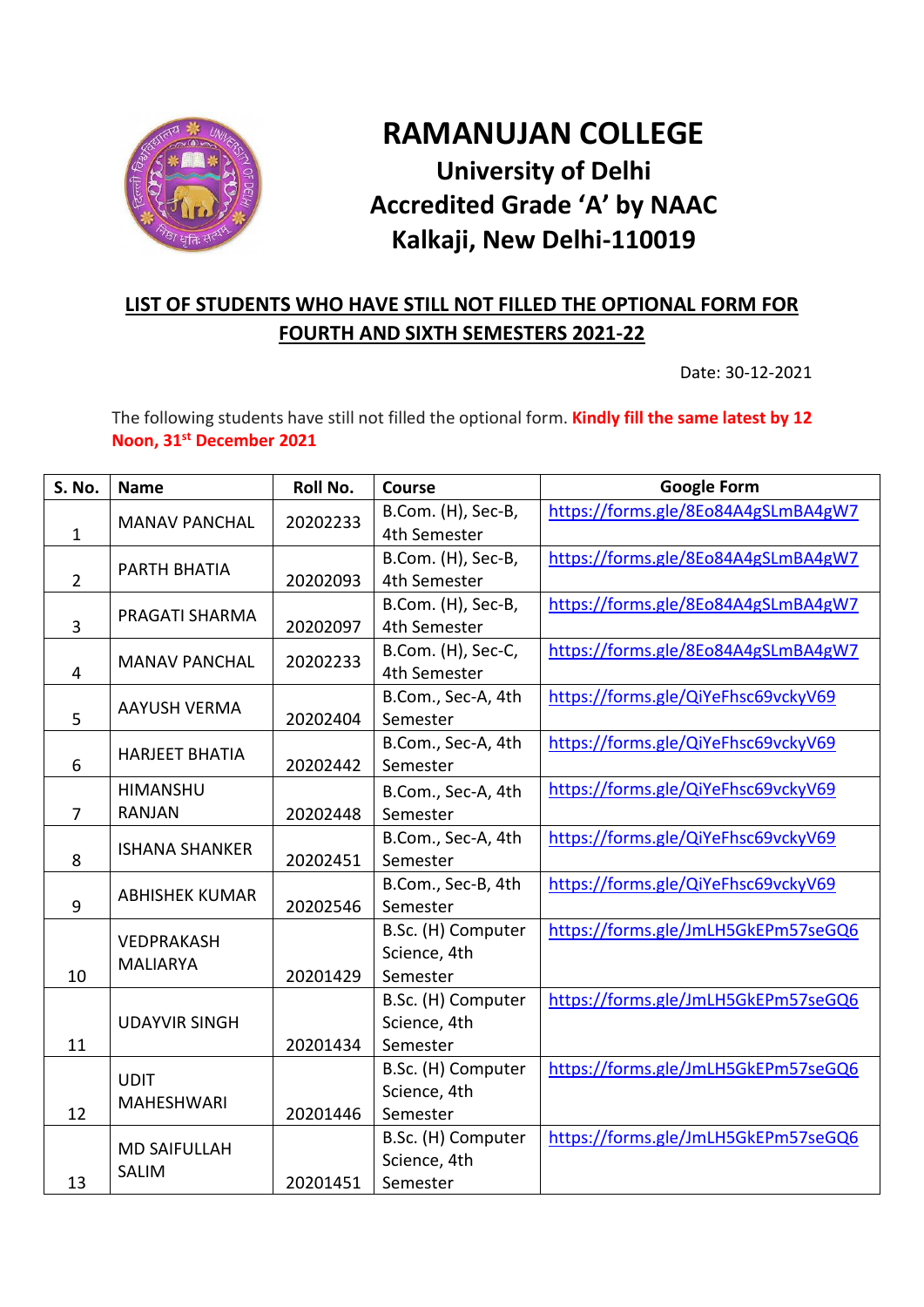# RAMANUJAN COLLEGE

## University of Delhi

## Accredited Grade 'A' by NAAC

## Kalkaji, New Delhi-110019

**LIST OF STUDENTS WHO HAVE STILL NOT FILLED THE OPTIONAL FORM FOR FOURTH AND SIXTH SEMESTERS 2021-22**

Date: 30-12-2021

The following students have still not filled the optional form. **Kindly fill the same latest by 12 Noon, 31st December 2021**

| S. No. | Name | Roll No. | Course | Google Form |
|---|---|---|---|---|
| 1 | MANAV PANCHAL | 20202233 | B.Com. (H), Sec-B, 4th Semester | https://forms.gle/8Eo84A4gSLmBA4gW7 |
| 2 | PARTH BHATIA | 20202093 | B.Com. (H), Sec-B, 4th Semester | https://forms.gle/8Eo84A4gSLmBA4gW7 |
| 3 | PRAGATI SHARMA | 20202097 | B.Com. (H), Sec-B, 4th Semester | https://forms.gle/8Eo84A4gSLmBA4gW7 |
| 4 | MANAV PANCHAL | 20202233 | B.Com. (H), Sec-C, 4th Semester | https://forms.gle/8Eo84A4gSLmBA4gW7 |
| 5 | AAYUSH VERMA | 20202404 | B.Com., Sec-A, 4th Semester | https://forms.gle/QiYeFhsc69vckyV69 |
| 6 | HARJEET BHATIA | 20202442 | B.Com., Sec-A, 4th Semester | https://forms.gle/QiYeFhsc69vckyV69 |
| 7 | HIMANSHU RANJAN | 20202448 | B.Com., Sec-A, 4th Semester | https://forms.gle/QiYeFhsc69vckyV69 |
| 8 | ISHANA SHANKER | 20202451 | B.Com., Sec-A, 4th Semester | https://forms.gle/QiYeFhsc69vckyV69 |
| 9 | ABHISHEK KUMAR | 20202546 | B.Com., Sec-B, 4th Semester | https://forms.gle/QiYeFhsc69vckyV69 |
| 10 | VEDPRAKASH MALIARYA | 20201429 | B.Sc. (H) Computer Science, 4th Semester | https://forms.gle/JmLH5GkEPm57seGQ6 |
| 11 | UDAYVIR SINGH | 20201434 | B.Sc. (H) Computer Science, 4th Semester | https://forms.gle/JmLH5GkEPm57seGQ6 |
| 12 | UDIT MAHESHWARI | 20201446 | B.Sc. (H) Computer Science, 4th Semester | https://forms.gle/JmLH5GkEPm57seGQ6 |
| 13 | MD SAIFULLAH SALIM | 20201451 | B.Sc. (H) Computer Science, 4th Semester | https://forms.gle/JmLH5GkEPm57seGQ6 |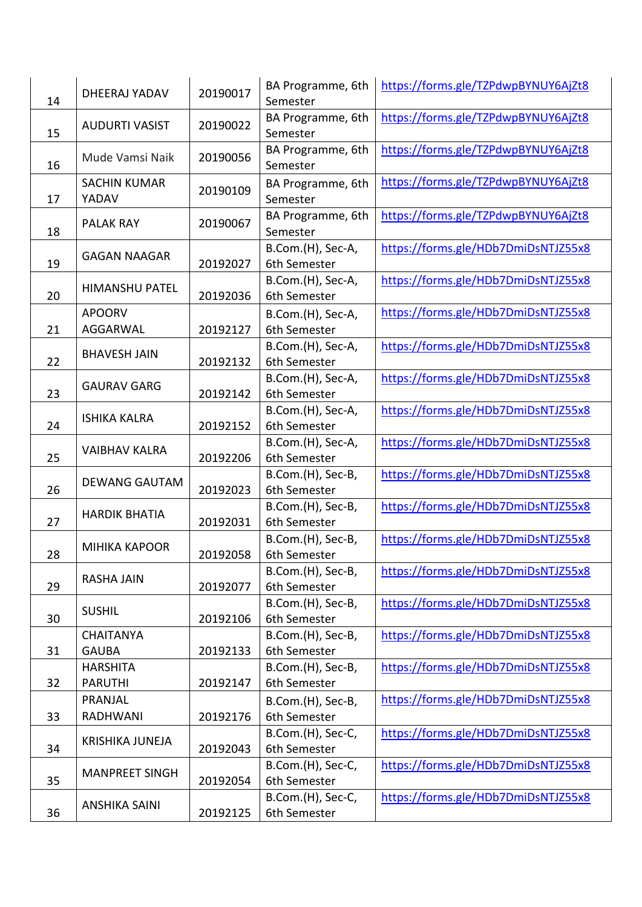| 14 | DHEERAJ YADAV | 20190017 | BA Programme, 6th Semester | https://forms.gle/TZPdwpBYNUY6AjZt8 |
|---|---|---|---|---|
| 15 | AUDURTI VASIST | 20190022 | BA Programme, 6th Semester | https://forms.gle/TZPdwpBYNUY6AjZt8 |
| 16 | Mude Vamsi Naik | 20190056 | BA Programme, 6th Semester | https://forms.gle/TZPdwpBYNUY6AjZt8 |
| 17 | SACHIN KUMAR YADAV | 20190109 | BA Programme, 6th Semester | https://forms.gle/TZPdwpBYNUY6AjZt8 |
| 18 | PALAK RAY | 20190067 | BA Programme, 6th Semester | https://forms.gle/TZPdwpBYNUY6AjZt8 |
| 19 | GAGAN NAAGAR | 20192027 | B.Com.(H), Sec-A, 6th Semester | https://forms.gle/HDb7DmiDsNTJZ55x8 |
| 20 | HIMANSHU PATEL | 20192036 | B.Com.(H), Sec-A, 6th Semester | https://forms.gle/HDb7DmiDsNTJZ55x8 |
| 21 | APOORV AGGARWAL | 20192127 | B.Com.(H), Sec-A, 6th Semester | https://forms.gle/HDb7DmiDsNTJZ55x8 |
| 22 | BHAVESH JAIN | 20192132 | B.Com.(H), Sec-A, 6th Semester | https://forms.gle/HDb7DmiDsNTJZ55x8 |
| 23 | GAURAV GARG | 20192142 | B.Com.(H), Sec-A, 6th Semester | https://forms.gle/HDb7DmiDsNTJZ55x8 |
| 24 | ISHIKA KALRA | 20192152 | B.Com.(H), Sec-A, 6th Semester | https://forms.gle/HDb7DmiDsNTJZ55x8 |
| 25 | VAIBHAV KALRA | 20192206 | B.Com.(H), Sec-A, 6th Semester | https://forms.gle/HDb7DmiDsNTJZ55x8 |
| 26 | DEWANG GAUTAM | 20192023 | B.Com.(H), Sec-B, 6th Semester | https://forms.gle/HDb7DmiDsNTJZ55x8 |
| 27 | HARDIK BHATIA | 20192031 | B.Com.(H), Sec-B, 6th Semester | https://forms.gle/HDb7DmiDsNTJZ55x8 |
| 28 | MIHIKA KAPOOR | 20192058 | B.Com.(H), Sec-B, 6th Semester | https://forms.gle/HDb7DmiDsNTJZ55x8 |
| 29 | RASHA JAIN | 20192077 | B.Com.(H), Sec-B, 6th Semester | https://forms.gle/HDb7DmiDsNTJZ55x8 |
| 30 | SUSHIL | 20192106 | B.Com.(H), Sec-B, 6th Semester | https://forms.gle/HDb7DmiDsNTJZ55x8 |
| 31 | CHAITANYA GAUBA | 20192133 | B.Com.(H), Sec-B, 6th Semester | https://forms.gle/HDb7DmiDsNTJZ55x8 |
| 32 | HARSHITA PARUTHI | 20192147 | B.Com.(H), Sec-B, 6th Semester | https://forms.gle/HDb7DmiDsNTJZ55x8 |
| 33 | PRANJAL RADHWANI | 20192176 | B.Com.(H), Sec-B, 6th Semester | https://forms.gle/HDb7DmiDsNTJZ55x8 |
| 34 | KRISHIKA JUNEJA | 20192043 | B.Com.(H), Sec-C, 6th Semester | https://forms.gle/HDb7DmiDsNTJZ55x8 |
| 35 | MANPREET SINGH | 20192054 | B.Com.(H), Sec-C, 6th Semester | https://forms.gle/HDb7DmiDsNTJZ55x8 |
| 36 | ANSHIKA SAINI | 20192125 | B.Com.(H), Sec-C, 6th Semester | https://forms.gle/HDb7DmiDsNTJZ55x8 |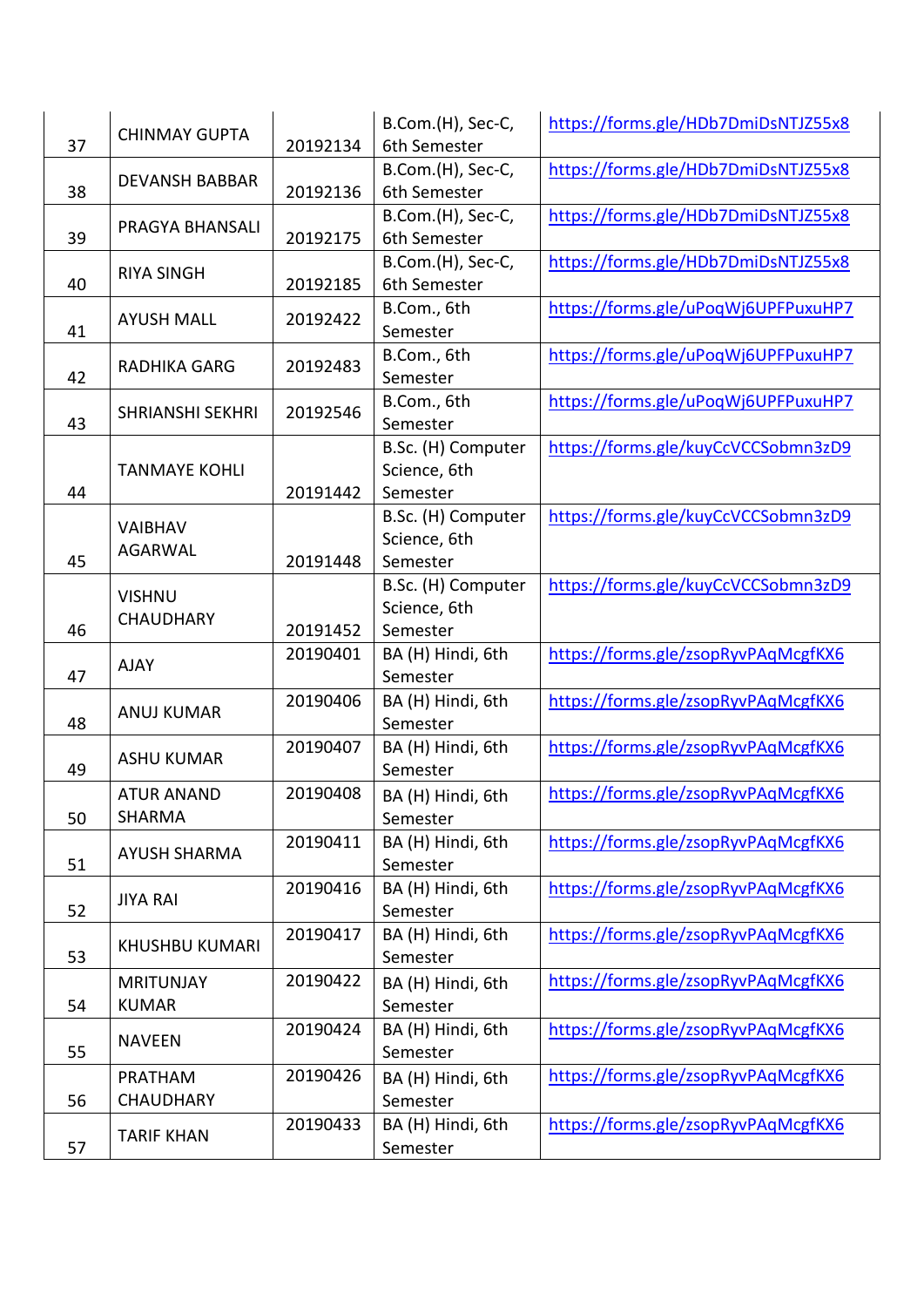| 37 | CHINMAY GUPTA | 20192134 | B.Com.(H), Sec-C, 6th Semester | https://forms.gle/HDb7DmiDsNTJZ55x8 |
|---|---|---|---|---|
| 38 | DEVANSH BABBAR | 20192136 | B.Com.(H), Sec-C, 6th Semester | https://forms.gle/HDb7DmiDsNTJZ55x8 |
| 39 | PRAGYA BHANSALI | 20192175 | B.Com.(H), Sec-C, 6th Semester | https://forms.gle/HDb7DmiDsNTJZ55x8 |
| 40 | RIYA SINGH | 20192185 | B.Com.(H), Sec-C, 6th Semester | https://forms.gle/HDb7DmiDsNTJZ55x8 |
| 41 | AYUSH MALL | 20192422 | B.Com., 6th Semester | https://forms.gle/uPoqWj6UPFPuxuHP7 |
| 42 | RADHIKA GARG | 20192483 | B.Com., 6th Semester | https://forms.gle/uPoqWj6UPFPuxuHP7 |
| 43 | SHRIANSHI SEKHRI | 20192546 | B.Com., 6th Semester | https://forms.gle/uPoqWj6UPFPuxuHP7 |
| 44 | TANMAYE KOHLI | 20191442 | B.Sc. (H) Computer Science, 6th Semester | https://forms.gle/kuyCcVCCSobmn3zD9 |
| 45 | VAIBHAV AGARWAL | 20191448 | B.Sc. (H) Computer Science, 6th Semester | https://forms.gle/kuyCcVCCSobmn3zD9 |
| 46 | VISHNU CHAUDHARY | 20191452 | B.Sc. (H) Computer Science, 6th Semester | https://forms.gle/kuyCcVCCSobmn3zD9 |
| 47 | AJAY | 20190401 | BA (H) Hindi, 6th Semester | https://forms.gle/zsopRyvPAqMcgfKX6 |
| 48 | ANUJ KUMAR | 20190406 | BA (H) Hindi, 6th Semester | https://forms.gle/zsopRyvPAqMcgfKX6 |
| 49 | ASHU KUMAR | 20190407 | BA (H) Hindi, 6th Semester | https://forms.gle/zsopRyvPAqMcgfKX6 |
| 50 | ATUR ANAND SHARMA | 20190408 | BA (H) Hindi, 6th Semester | https://forms.gle/zsopRyvPAqMcgfKX6 |
| 51 | AYUSH SHARMA | 20190411 | BA (H) Hindi, 6th Semester | https://forms.gle/zsopRyvPAqMcgfKX6 |
| 52 | JIYA RAI | 20190416 | BA (H) Hindi, 6th Semester | https://forms.gle/zsopRyvPAqMcgfKX6 |
| 53 | KHUSHBU KUMARI | 20190417 | BA (H) Hindi, 6th Semester | https://forms.gle/zsopRyvPAqMcgfKX6 |
| 54 | MRITUNJAY KUMAR | 20190422 | BA (H) Hindi, 6th Semester | https://forms.gle/zsopRyvPAqMcgfKX6 |
| 55 | NAVEEN | 20190424 | BA (H) Hindi, 6th Semester | https://forms.gle/zsopRyvPAqMcgfKX6 |
| 56 | PRATHAM CHAUDHARY | 20190426 | BA (H) Hindi, 6th Semester | https://forms.gle/zsopRyvPAqMcgfKX6 |
| 57 | TARIF KHAN | 20190433 | BA (H) Hindi, 6th Semester | https://forms.gle/zsopRyvPAqMcgfKX6 |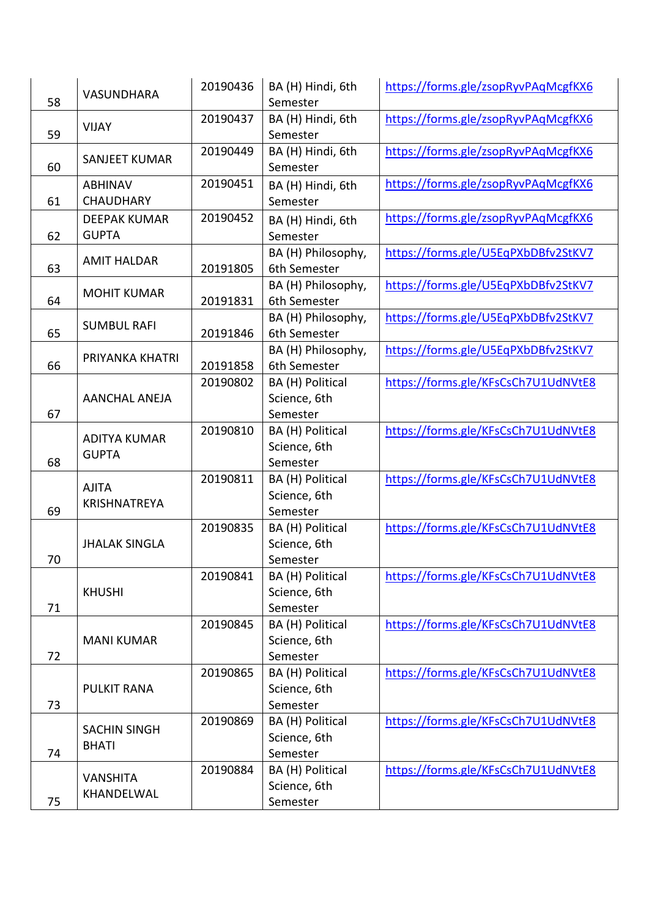| 58 | VASUNDHARA | 20190436 | BA (H) Hindi, 6th Semester | https://forms.gle/zsopRyvPAqMcgfKX6 |
|---|---|---|---|---|
| 59 | VIJAY | 20190437 | BA (H) Hindi, 6th Semester | https://forms.gle/zsopRyvPAqMcgfKX6 |
| 60 | SANJEET KUMAR | 20190449 | BA (H) Hindi, 6th Semester | https://forms.gle/zsopRyvPAqMcgfKX6 |
| 61 | ABHINAV CHAUDHARY | 20190451 | BA (H) Hindi, 6th Semester | https://forms.gle/zsopRyvPAqMcgfKX6 |
| 62 | DEEPAK KUMAR GUPTA | 20190452 | BA (H) Hindi, 6th Semester | https://forms.gle/zsopRyvPAqMcgfKX6 |
| 63 | AMIT HALDAR | 20191805 | BA (H) Philosophy, 6th Semester | https://forms.gle/U5EqPXbDBfv2StKV7 |
| 64 | MOHIT KUMAR | 20191831 | BA (H) Philosophy, 6th Semester | https://forms.gle/U5EqPXbDBfv2StKV7 |
| 65 | SUMBUL RAFI | 20191846 | BA (H) Philosophy, 6th Semester | https://forms.gle/U5EqPXbDBfv2StKV7 |
| 66 | PRIYANKA KHATRI | 20191858 | BA (H) Philosophy, 6th Semester | https://forms.gle/U5EqPXbDBfv2StKV7 |
| 67 | AANCHAL ANEJA | 20190802 | BA (H) Political Science, 6th Semester | https://forms.gle/KFsCsCh7U1UdNVtE8 |
| 68 | ADITYA KUMAR GUPTA | 20190810 | BA (H) Political Science, 6th Semester | https://forms.gle/KFsCsCh7U1UdNVtE8 |
| 69 | AJITA KRISHNATREYA | 20190811 | BA (H) Political Science, 6th Semester | https://forms.gle/KFsCsCh7U1UdNVtE8 |
| 70 | JHALAK SINGLA | 20190835 | BA (H) Political Science, 6th Semester | https://forms.gle/KFsCsCh7U1UdNVtE8 |
| 71 | KHUSHI | 20190841 | BA (H) Political Science, 6th Semester | https://forms.gle/KFsCsCh7U1UdNVtE8 |
| 72 | MANI KUMAR | 20190845 | BA (H) Political Science, 6th Semester | https://forms.gle/KFsCsCh7U1UdNVtE8 |
| 73 | PULKIT RANA | 20190865 | BA (H) Political Science, 6th Semester | https://forms.gle/KFsCsCh7U1UdNVtE8 |
| 74 | SACHIN SINGH BHATI | 20190869 | BA (H) Political Science, 6th Semester | https://forms.gle/KFsCsCh7U1UdNVtE8 |
| 75 | VANSHITA KHANDELWAL | 20190884 | BA (H) Political Science, 6th Semester | https://forms.gle/KFsCsCh7U1UdNVtE8 |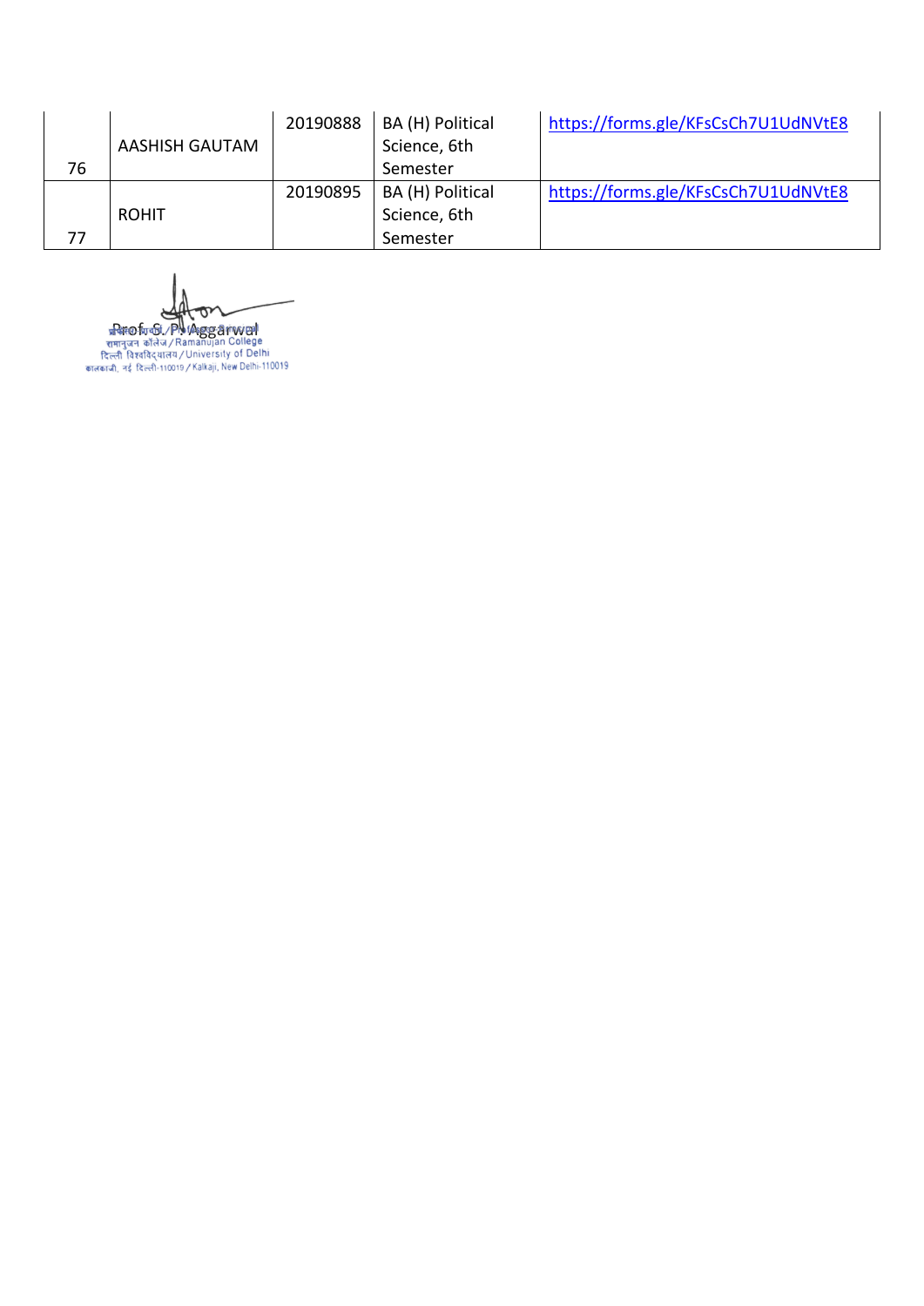| | | | | |
|---|---|---|---|---|
| 76 | AASHISH GAUTAM | 20190888 | BA (H) Political Science, 6th Semester | https://forms.gle/KFsCsCh7U1UdNVtE8 |
| 77 | ROHIT | 20190895 | BA (H) Political Science, 6th Semester | https://forms.gle/KFsCsCh7U1UdNVtE8 |

Prof. S. P. Aggarwal
रामानुजन कॉलेज / Ramanujan College
दिल्ली विश्वविद्यालय / University of Delhi
कालकाजी, नई दिल्ली-110019 / Kalkaji, New Delhi-110019